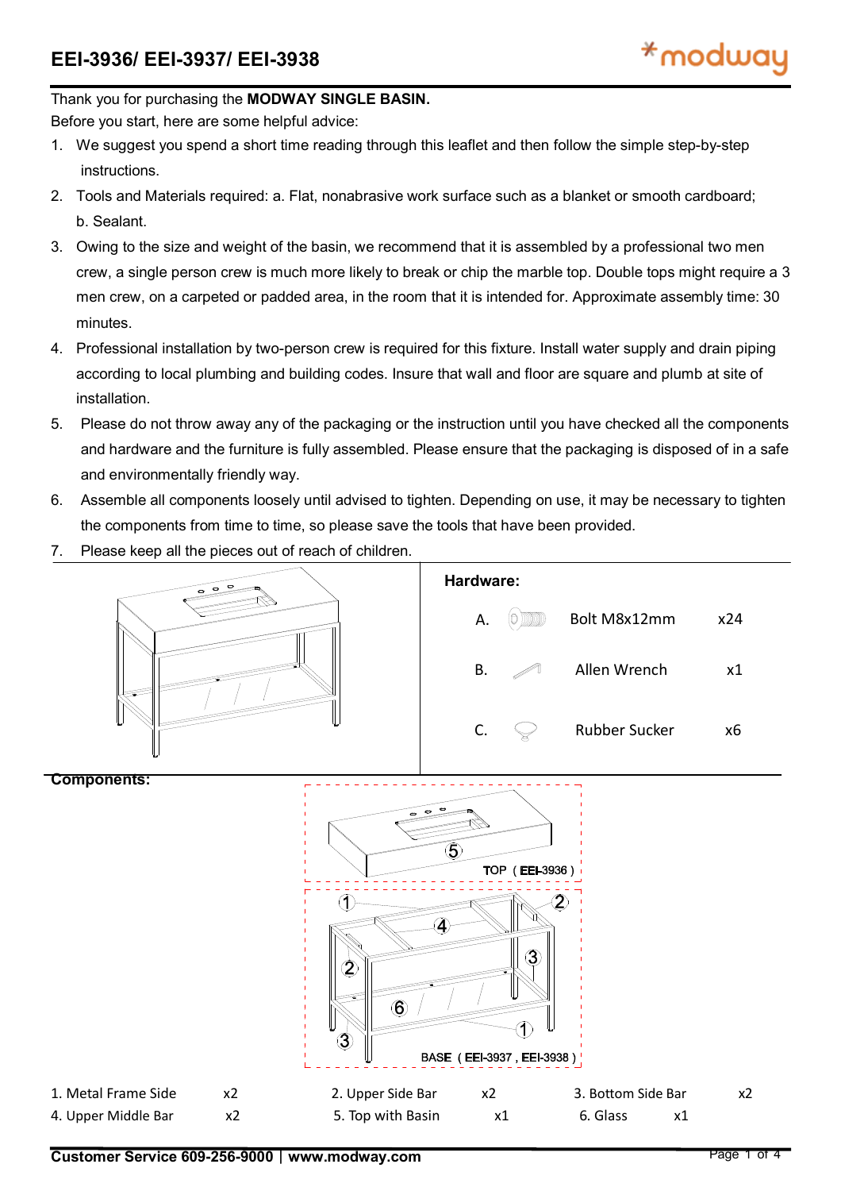# EEI-3936/ EEI-3937/ EEI-3938

Thank you for purchasing the **MODWAY SINGLE BASIN.**

Before you start, here are some helpful advice:

1. We suggest you spend a short time reading through this leaflet and then follow the simple step-by-step instructions.
2. Tools and Materials required: a. Flat, nonabrasive work surface such as a blanket or smooth cardboard; b. Sealant.
3. Owing to the size and weight of the basin, we recommend that it is assembled by a professional two men crew, a single person crew is much more likely to break or chip the marble top. Double tops might require a 3 men crew, on a carpeted or padded area, in the room that it is intended for. Approximate assembly time: 30 minutes.
4. Professional installation by two-person crew is required for this fixture. Install water supply and drain piping according to local plumbing and building codes. Insure that wall and floor are square and plumb at site of installation.
5. Please do not throw away any of the packaging or the instruction until you have checked all the components and hardware and the furniture is fully assembled. Please ensure that the packaging is disposed of in a safe and environmentally friendly way.
6. Assemble all components loosely until advised to tighten. Depending on use, it may be necessary to tighten the components from time to time, so please save the tools that have been provided.
7. Please keep all the pieces out of reach of children.

**Hardware:**

| | Item | Qty |
|---|---|---|
| A. | Bolt M8x12mm | x24 |
| B. | Allen Wrench | x1 |
| C. | Rubber Sucker | x6 |

**Components:**

TOP ( EEI-3936 )

BASE ( EEI-3937 , EEI-3938 )

| Component | Qty | Component | Qty | Component | Qty |
|---|---|---|---|---|---|
| 1. Metal Frame Side | x2 | 2. Upper Side Bar | x2 | 3. Bottom Side Bar | x2 |
| 4. Upper Middle Bar | x2 | 5. Top with Basin | x1 | 6. Glass | x1 |

**Customer Service 609-256-9000 | www.modway.com**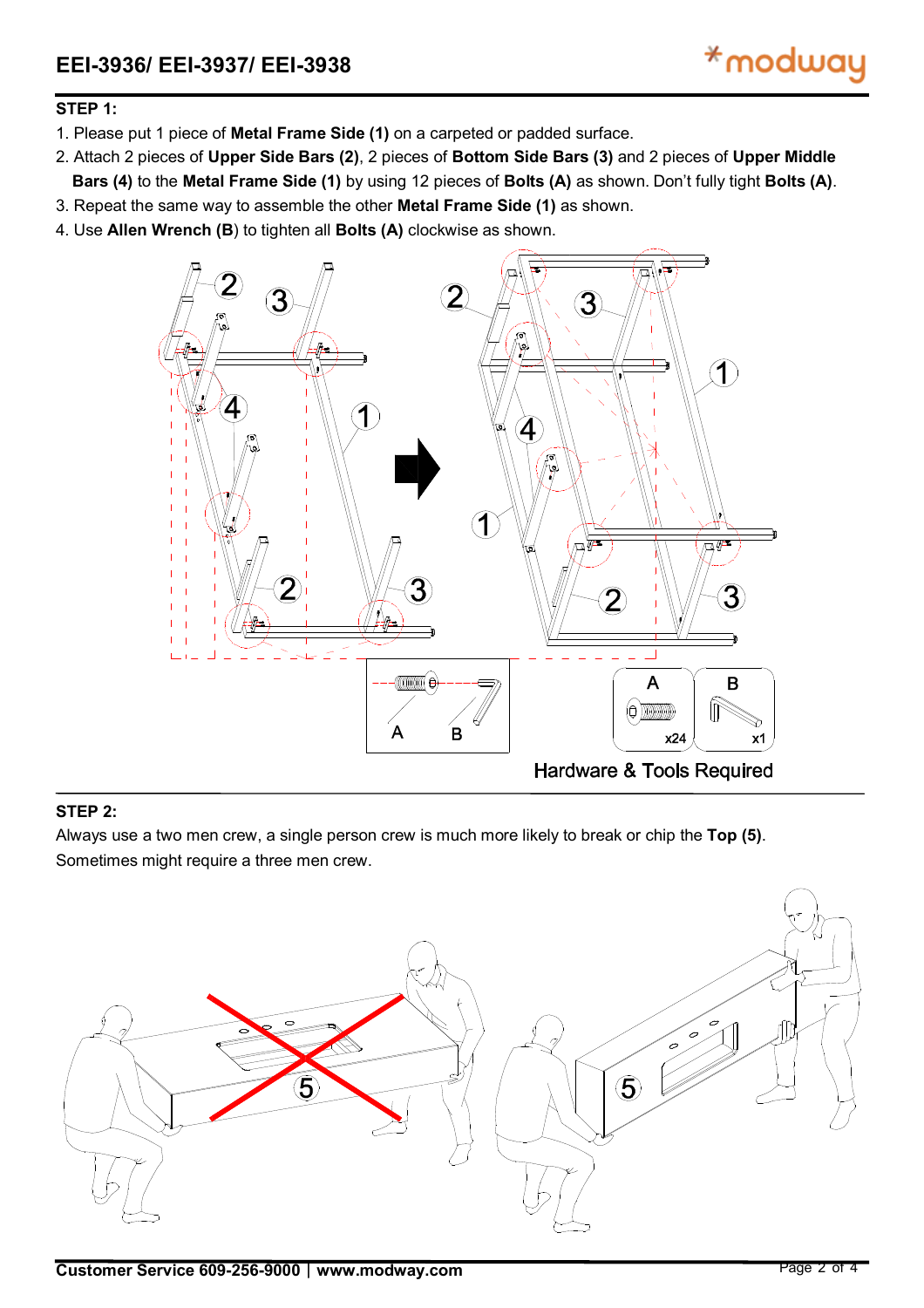## STEP 1:

1. Please put 1 piece of **Metal Frame Side (1)** on a carpeted or padded surface.
2. Attach 2 pieces of **Upper Side Bars (2)**, 2 pieces of **Bottom Side Bars (3)** and 2 pieces of **Upper Middle Bars (4)** to the **Metal Frame Side (1)** by using 12 pieces of **Bolts (A)** as shown. Don't fully tight **Bolts (A)**.
3. Repeat the same way to assemble the other **Metal Frame Side (1)** as shown.
4. Use **Allen Wrench (B**) to tighten all **Bolts (A)** clockwise as shown.

Hardware & Tools Required

| A | B |
|---|---|
| x24 | x1 |

## STEP 2:

Always use a two men crew, a single person crew is much more likely to break or chip the **Top (5)**. Sometimes might require a three men crew.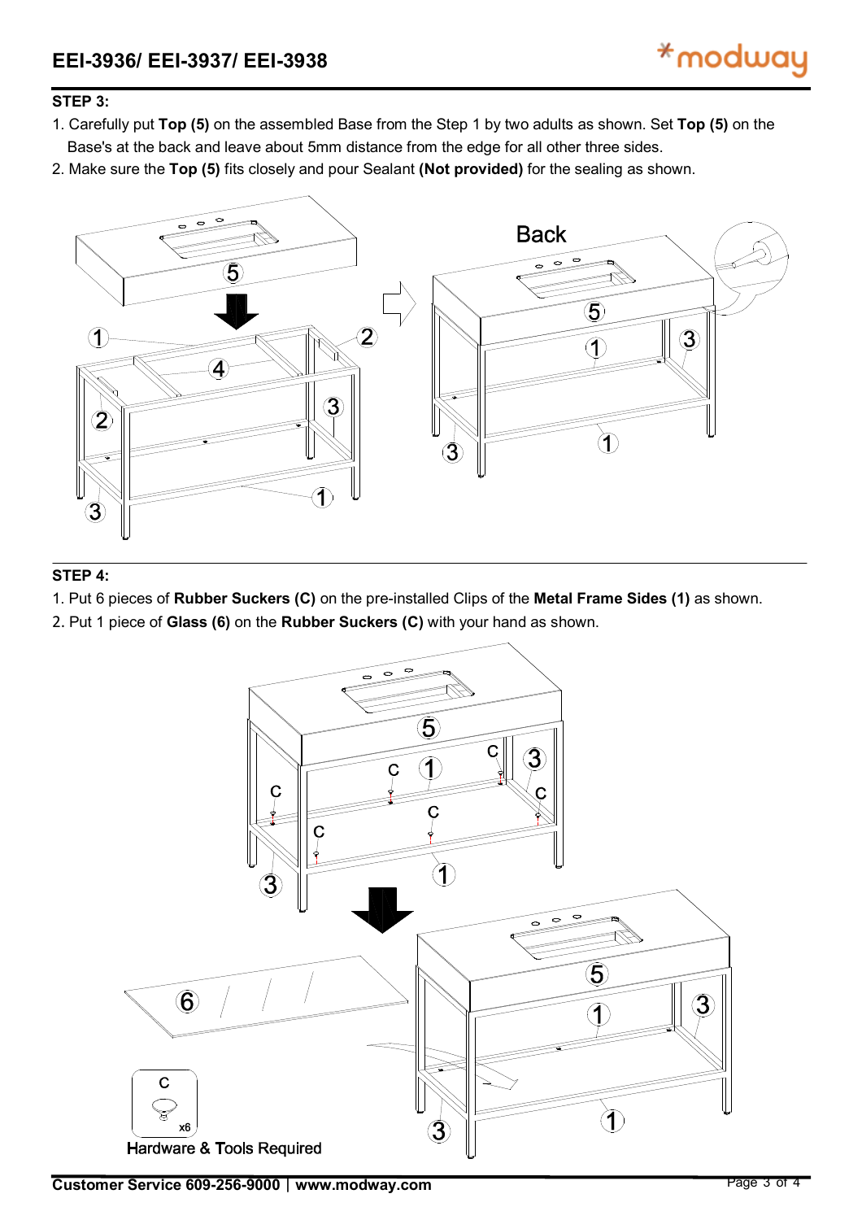**STEP 3:**

1. Carefully put **Top (5)** on the assembled Base from the Step 1 by two adults as shown. Set **Top (5)** on the Base's at the back and leave about 5mm distance from the edge for all other three sides.
2. Make sure the **Top (5)** fits closely and pour Sealant **(Not provided)** for the sealing as shown.

**STEP 4:**

1. Put 6 pieces of **Rubber Suckers (C)** on the pre-installed Clips of the **Metal Frame Sides (1)** as shown.
2. Put 1 piece of **Glass (6)** on the **Rubber Suckers (C)** with your hand as shown.

Hardware & Tools Required

C x6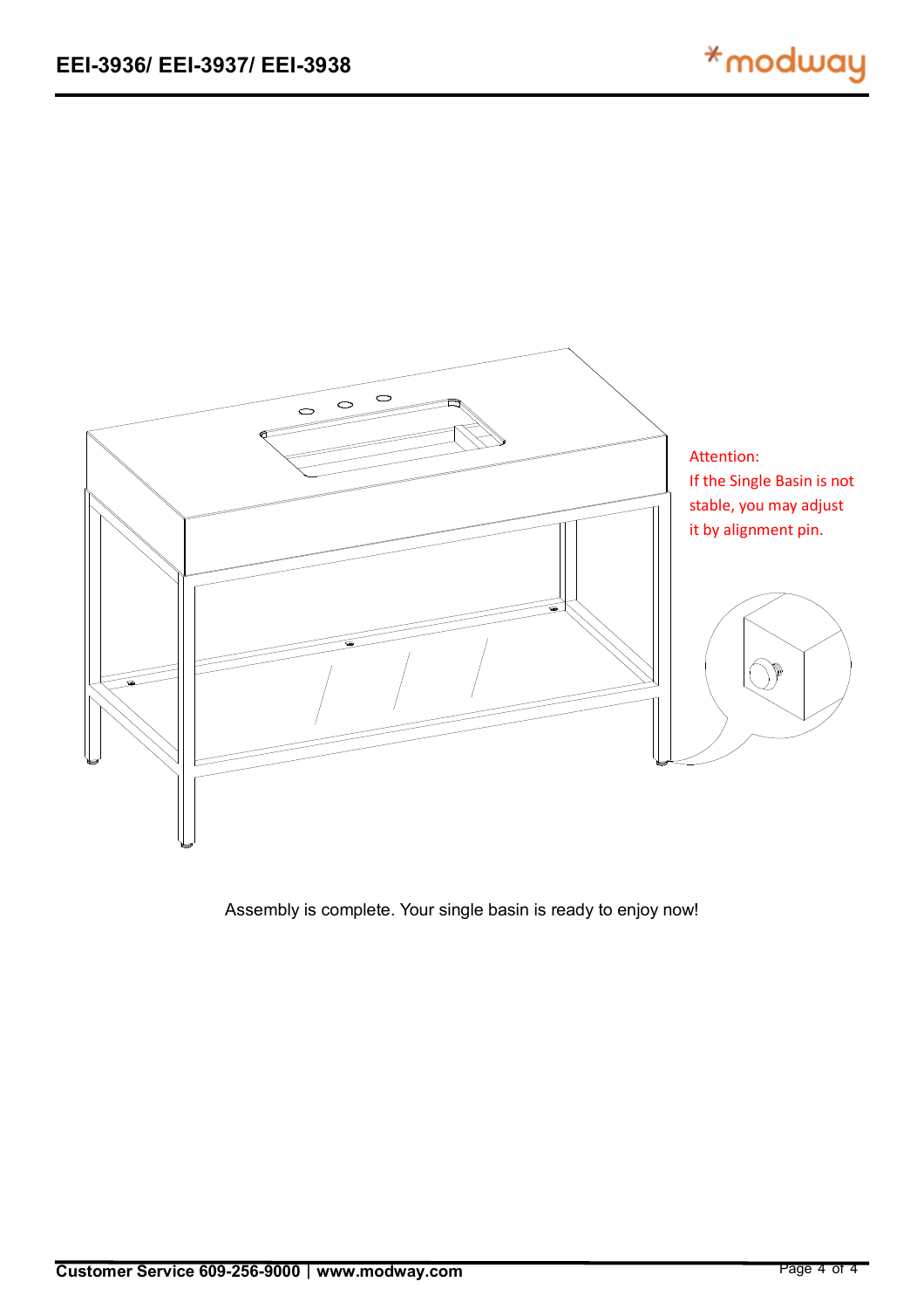Attention:
If the Single Basin is not stable, you may adjust it by alignment pin.

Assembly is complete. Your single basin is ready to enjoy now!